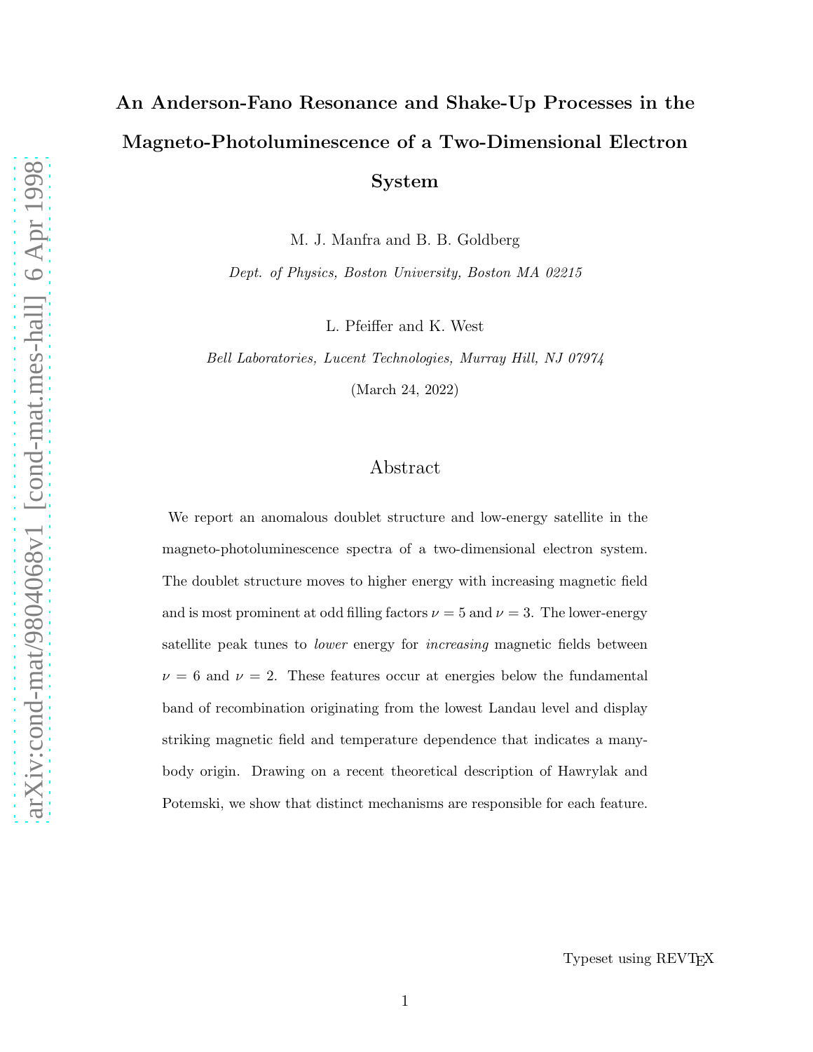# An Anderson-Fano Resonance and Shake-Up Processes in the Magneto-Photoluminescence of a Two-Dimensional Electron System

M. J. Manfra and B. B. Goldberg

*Dept. of Physics, Boston University, Boston MA 02215*

L. Pfeiffer and K. West

*Bell Laboratories, Lucent Technologies, Murray Hill, NJ 07974*

(March 24, 2022)

## Abstract

We report an anomalous doublet structure and low-energy satellite in the magneto-photoluminescence spectra of a two-dimensional electron system. The doublet structure moves to higher energy with increasing magnetic field and is most prominent at odd filling factors $\nu = 5$ and $\nu = 3$. The lower-energy satellite peak tunes to *lower* energy for *increasing* magnetic fields between $\nu = 6$ and $\nu = 2$. These features occur at energies below the fundamental band of recombination originating from the lowest Landau level and display striking magnetic field and temperature dependence that indicates a many-body origin. Drawing on a recent theoretical description of Hawrylak and Potemski, we show that distinct mechanisms are responsible for each feature.

Typeset using REVTEX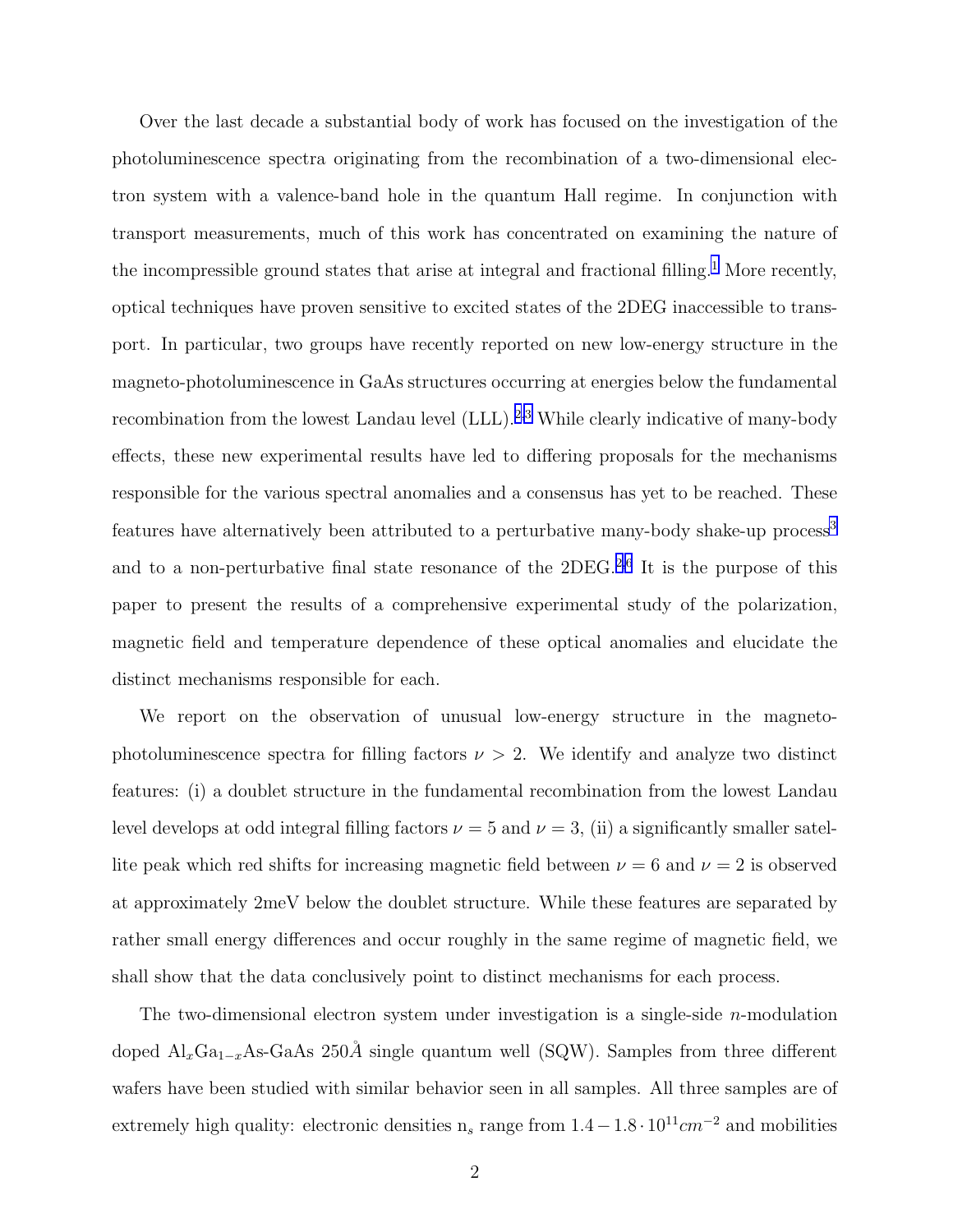Over the last decade a substantial body of work has focused on the investigation of the photoluminescence spectra originating from the recombination of a two-dimensional electron system with a valence-band hole in the quantum Hall regime. In conjunction with transport measurements, much of this work has concentrated on examining the nature of the incompressible ground states that arise at integral and fractional filling.[1] More recently, optical techniques have proven sensitive to excited states of the 2DEG inaccessible to transport. In particular, two groups have recently reported on new low-energy structure in the magneto-photoluminescence in GaAs structures occurring at energies below the fundamental recombination from the lowest Landau level (LLL).[2,3] While clearly indicative of many-body effects, these new experimental results have led to differing proposals for the mechanisms responsible for the various spectral anomalies and a consensus has yet to be reached. These features have alternatively been attributed to a perturbative many-body shake-up process[3] and to a non-perturbative final state resonance of the 2DEG.[2,6] It is the purpose of this paper to present the results of a comprehensive experimental study of the polarization, magnetic field and temperature dependence of these optical anomalies and elucidate the distinct mechanisms responsible for each.

We report on the observation of unusual low-energy structure in the magneto-photoluminescence spectra for filling factors $\nu > 2$. We identify and analyze two distinct features: (i) a doublet structure in the fundamental recombination from the lowest Landau level develops at odd integral filling factors $\nu = 5$ and $\nu = 3$, (ii) a significantly smaller satellite peak which red shifts for increasing magnetic field between $\nu = 6$ and $\nu = 2$ is observed at approximately 2meV below the doublet structure. While these features are separated by rather small energy differences and occur roughly in the same regime of magnetic field, we shall show that the data conclusively point to distinct mechanisms for each process.

The two-dimensional electron system under investigation is a single-side $n$-modulation doped $Al_xGa_{1-x}As$-GaAs 250$\mathring{A}$ single quantum well (SQW). Samples from three different wafers have been studied with similar behavior seen in all samples. All three samples are of extremely high quality: electronic densities $n_s$ range from $1.4 - 1.8 \cdot 10^{11} cm^{-2}$ and mobilities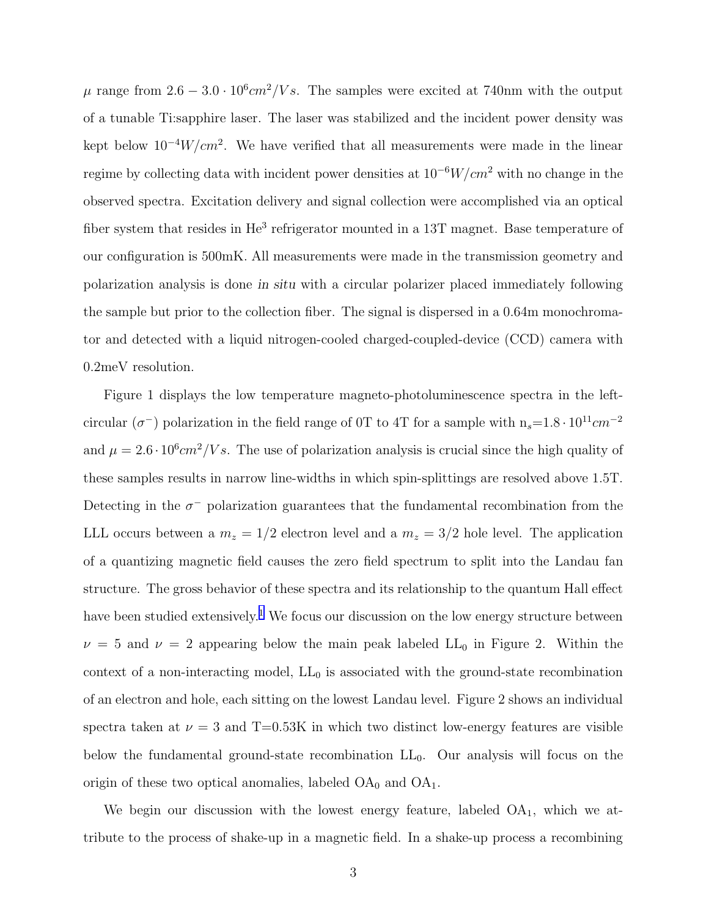$\mu$ range from $2.6 - 3.0 \cdot 10^6 cm^2/Vs$. The samples were excited at 740nm with the output of a tunable Ti:sapphire laser. The laser was stabilized and the incident power density was kept below $10^{-4} W/cm^2$. We have verified that all measurements were made in the linear regime by collecting data with incident power densities at $10^{-6} W/cm^2$ with no change in the observed spectra. Excitation delivery and signal collection were accomplished via an optical fiber system that resides in $He^3$ refrigerator mounted in a 13T magnet. Base temperature of our configuration is 500mK. All measurements were made in the transmission geometry and polarization analysis is done *in situ* with a circular polarizer placed immediately following the sample but prior to the collection fiber. The signal is dispersed in a 0.64m monochromator and detected with a liquid nitrogen-cooled charged-coupled-device (CCD) camera with 0.2meV resolution.

Figure 1 displays the low temperature magneto-photoluminescence spectra in the left-circular ($\sigma^-$) polarization in the field range of 0T to 4T for a sample with $n_s$=$1.8 \cdot 10^{11} cm^{-2}$ and $\mu = 2.6 \cdot 10^6 cm^2/Vs$. The use of polarization analysis is crucial since the high quality of these samples results in narrow line-widths in which spin-splittings are resolved above 1.5T. Detecting in the $\sigma^-$ polarization guarantees that the fundamental recombination from the LLL occurs between a $m_z = 1/2$ electron level and a $m_z = 3/2$ hole level. The application of a quantizing magnetic field causes the zero field spectrum to split into the Landau fan structure. The gross behavior of these spectra and its relationship to the quantum Hall effect have been studied extensively.[1] We focus our discussion on the low energy structure between $\nu = 5$ and $\nu = 2$ appearing below the main peak labeled $LL_0$ in Figure 2. Within the context of a non-interacting model, $LL_0$ is associated with the ground-state recombination of an electron and hole, each sitting on the lowest Landau level. Figure 2 shows an individual spectra taken at $\nu = 3$ and T=0.53K in which two distinct low-energy features are visible below the fundamental ground-state recombination $LL_0$. Our analysis will focus on the origin of these two optical anomalies, labeled $OA_0$ and $OA_1$.

We begin our discussion with the lowest energy feature, labeled $OA_1$, which we attribute to the process of shake-up in a magnetic field. In a shake-up process a recombining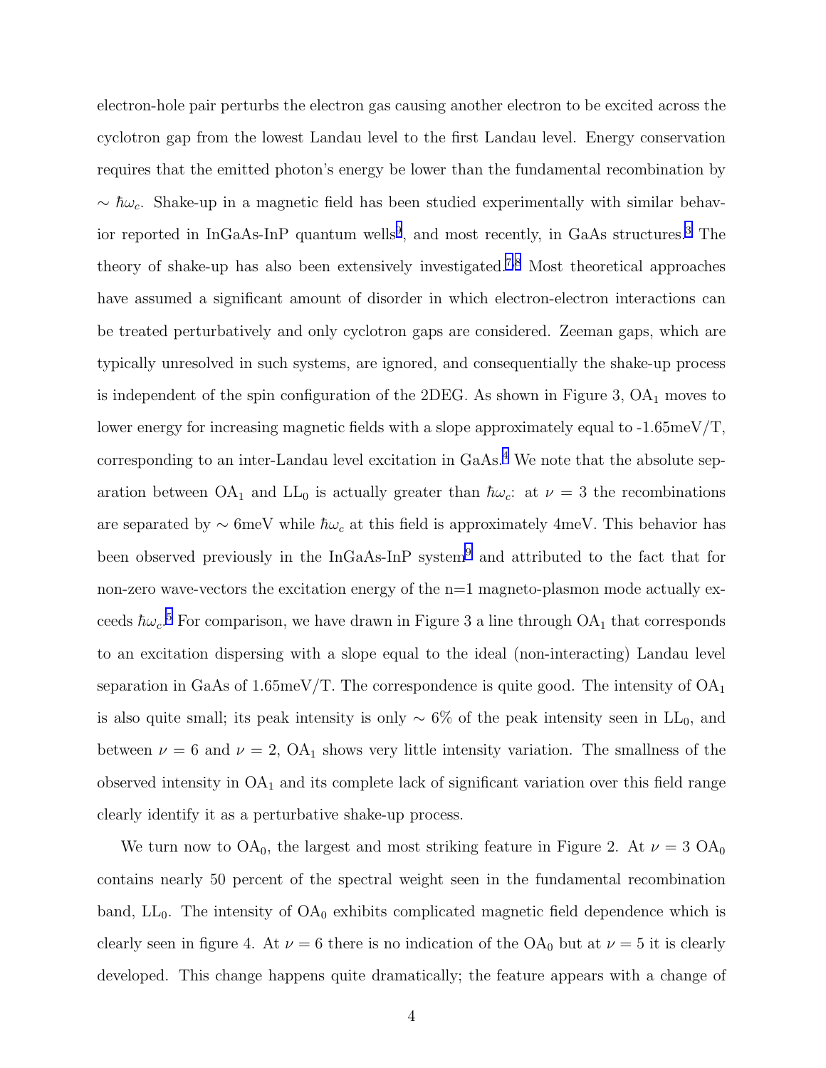electron-hole pair perturbs the electron gas causing another electron to be excited across the cyclotron gap from the lowest Landau level to the first Landau level. Energy conservation requires that the emitted photon's energy be lower than the fundamental recombination by $\sim \hbar\omega_c$. Shake-up in a magnetic field has been studied experimentally with similar behavior reported in InGaAs-InP quantum wells[9], and most recently, in GaAs structures.[3] The theory of shake-up has also been extensively investigated.[7,8] Most theoretical approaches have assumed a significant amount of disorder in which electron-electron interactions can be treated perturbatively and only cyclotron gaps are considered. Zeeman gaps, which are typically unresolved in such systems, are ignored, and consequentially the shake-up process is independent of the spin configuration of the 2DEG. As shown in Figure 3, $OA_1$ moves to lower energy for increasing magnetic fields with a slope approximately equal to -1.65meV/T, corresponding to an inter-Landau level excitation in GaAs.[4] We note that the absolute separation between $OA_1$ and $LL_0$ is actually greater than $\hbar\omega_c$: at $\nu = 3$ the recombinations are separated by $\sim$ 6meV while $\hbar\omega_c$ at this field is approximately 4meV. This behavior has been observed previously in the InGaAs-InP system[9] and attributed to the fact that for non-zero wave-vectors the excitation energy of the n=1 magneto-plasmon mode actually exceeds $\hbar\omega_c$.[5] For comparison, we have drawn in Figure 3 a line through $OA_1$ that corresponds to an excitation dispersing with a slope equal to the ideal (non-interacting) Landau level separation in GaAs of 1.65meV/T. The correspondence is quite good. The intensity of $OA_1$ is also quite small; its peak intensity is only $\sim$ 6% of the peak intensity seen in $LL_0$, and between $\nu = 6$ and $\nu = 2$, $OA_1$ shows very little intensity variation. The smallness of the observed intensity in $OA_1$ and its complete lack of significant variation over this field range clearly identify it as a perturbative shake-up process.

We turn now to $OA_0$, the largest and most striking feature in Figure 2. At $\nu = 3$ $OA_0$ contains nearly 50 percent of the spectral weight seen in the fundamental recombination band, $LL_0$. The intensity of $OA_0$ exhibits complicated magnetic field dependence which is clearly seen in figure 4. At $\nu = 6$ there is no indication of the $OA_0$ but at $\nu = 5$ it is clearly developed. This change happens quite dramatically; the feature appears with a change of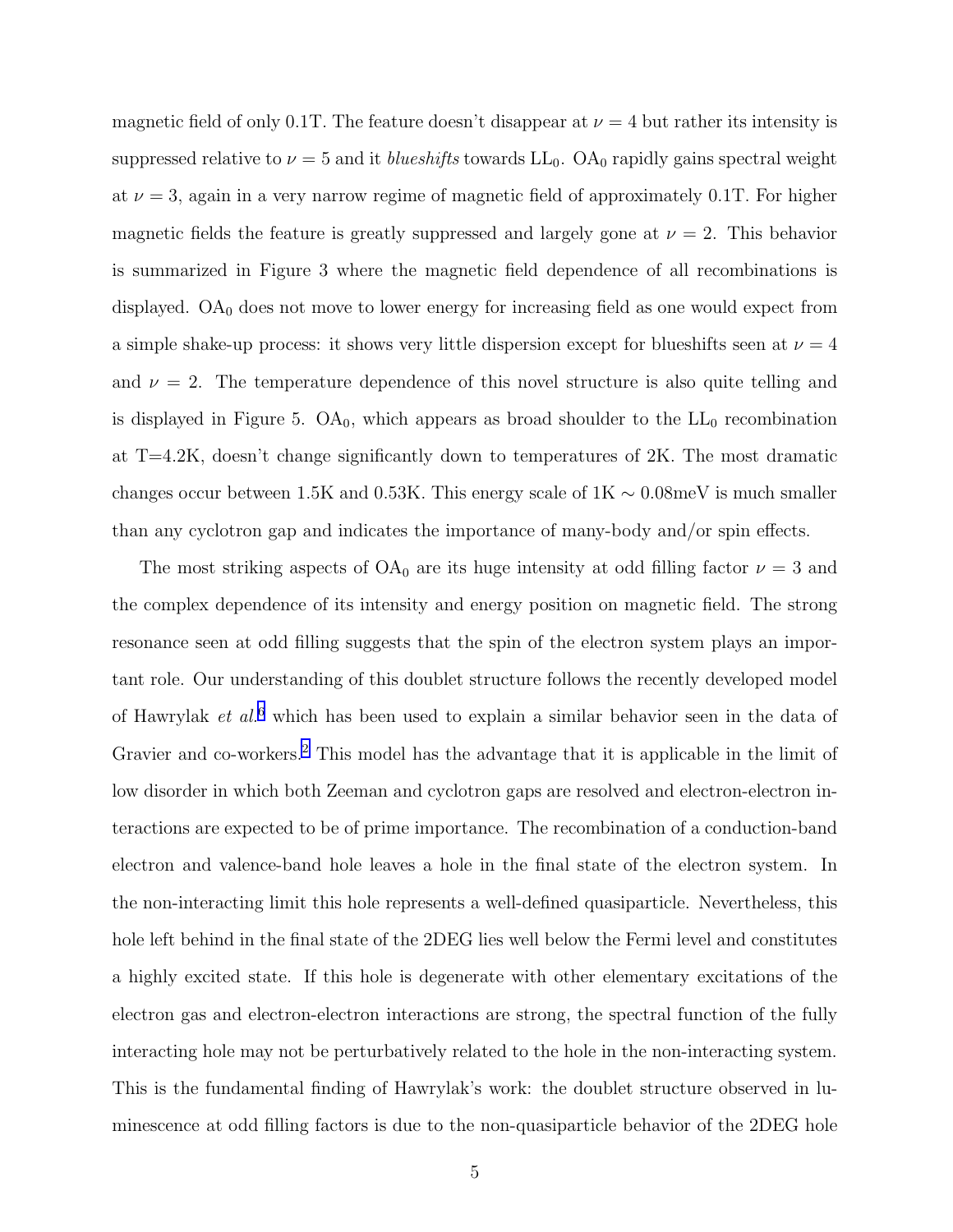magnetic field of only 0.1T. The feature doesn't disappear at $\nu = 4$ but rather its intensity is suppressed relative to $\nu = 5$ and it *blueshifts* towards $LL_0$. $OA_0$ rapidly gains spectral weight at $\nu = 3$, again in a very narrow regime of magnetic field of approximately 0.1T. For higher magnetic fields the feature is greatly suppressed and largely gone at $\nu = 2$. This behavior is summarized in Figure 3 where the magnetic field dependence of all recombinations is displayed. $OA_0$ does not move to lower energy for increasing field as one would expect from a simple shake-up process: it shows very little dispersion except for blueshifts seen at $\nu = 4$ and $\nu = 2$. The temperature dependence of this novel structure is also quite telling and is displayed in Figure 5. $OA_0$, which appears as broad shoulder to the $LL_0$ recombination at T=4.2K, doesn't change significantly down to temperatures of 2K. The most dramatic changes occur between 1.5K and 0.53K. This energy scale of 1K $\sim$ 0.08meV is much smaller than any cyclotron gap and indicates the importance of many-body and/or spin effects.

The most striking aspects of $OA_0$ are its huge intensity at odd filling factor $\nu = 3$ and the complex dependence of its intensity and energy position on magnetic field. The strong resonance seen at odd filling suggests that the spin of the electron system plays an important role. Our understanding of this doublet structure follows the recently developed model of Hawrylak *et al.*[6] which has been used to explain a similar behavior seen in the data of Gravier and co-workers.[2] This model has the advantage that it is applicable in the limit of low disorder in which both Zeeman and cyclotron gaps are resolved and electron-electron interactions are expected to be of prime importance. The recombination of a conduction-band electron and valence-band hole leaves a hole in the final state of the electron system. In the non-interacting limit this hole represents a well-defined quasiparticle. Nevertheless, this hole left behind in the final state of the 2DEG lies well below the Fermi level and constitutes a highly excited state. If this hole is degenerate with other elementary excitations of the electron gas and electron-electron interactions are strong, the spectral function of the fully interacting hole may not be perturbatively related to the hole in the non-interacting system. This is the fundamental finding of Hawrylak's work: the doublet structure observed in luminescence at odd filling factors is due to the non-quasiparticle behavior of the 2DEG hole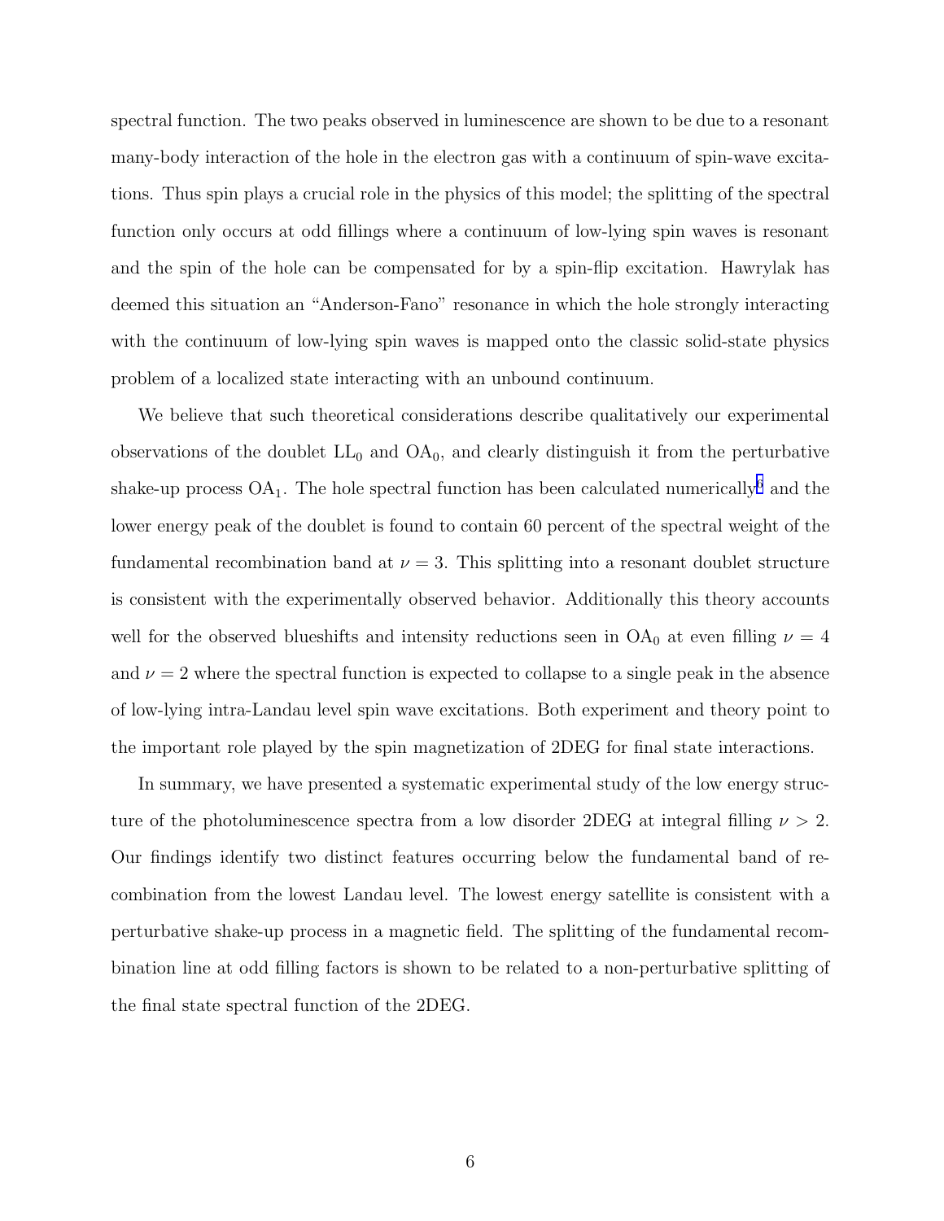spectral function. The two peaks observed in luminescence are shown to be due to a resonant many-body interaction of the hole in the electron gas with a continuum of spin-wave excitations. Thus spin plays a crucial role in the physics of this model; the splitting of the spectral function only occurs at odd fillings where a continuum of low-lying spin waves is resonant and the spin of the hole can be compensated for by a spin-flip excitation. Hawrylak has deemed this situation an "Anderson-Fano" resonance in which the hole strongly interacting with the continuum of low-lying spin waves is mapped onto the classic solid-state physics problem of a localized state interacting with an unbound continuum.

We believe that such theoretical considerations describe qualitatively our experimental observations of the doublet $LL_0$ and $OA_0$, and clearly distinguish it from the perturbative shake-up process $OA_1$. The hole spectral function has been calculated numerically[6] and the lower energy peak of the doublet is found to contain 60 percent of the spectral weight of the fundamental recombination band at $\nu = 3$. This splitting into a resonant doublet structure is consistent with the experimentally observed behavior. Additionally this theory accounts well for the observed blueshifts and intensity reductions seen in $OA_0$ at even filling $\nu = 4$ and $\nu = 2$ where the spectral function is expected to collapse to a single peak in the absence of low-lying intra-Landau level spin wave excitations. Both experiment and theory point to the important role played by the spin magnetization of 2DEG for final state interactions.

In summary, we have presented a systematic experimental study of the low energy structure of the photoluminescence spectra from a low disorder 2DEG at integral filling $\nu > 2$. Our findings identify two distinct features occurring below the fundamental band of recombination from the lowest Landau level. The lowest energy satellite is consistent with a perturbative shake-up process in a magnetic field. The splitting of the fundamental recombination line at odd filling factors is shown to be related to a non-perturbative splitting of the final state spectral function of the 2DEG.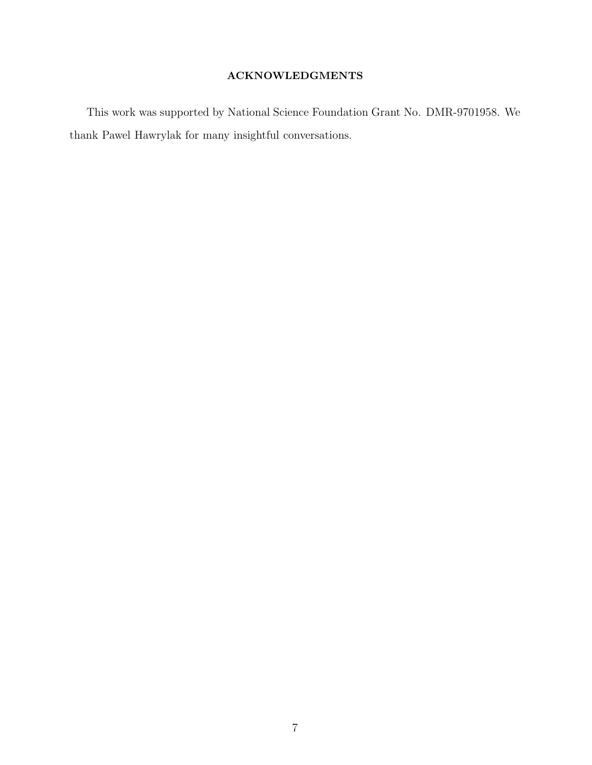## ACKNOWLEDGMENTS

This work was supported by National Science Foundation Grant No. DMR-9701958. We thank Pawel Hawrylak for many insightful conversations.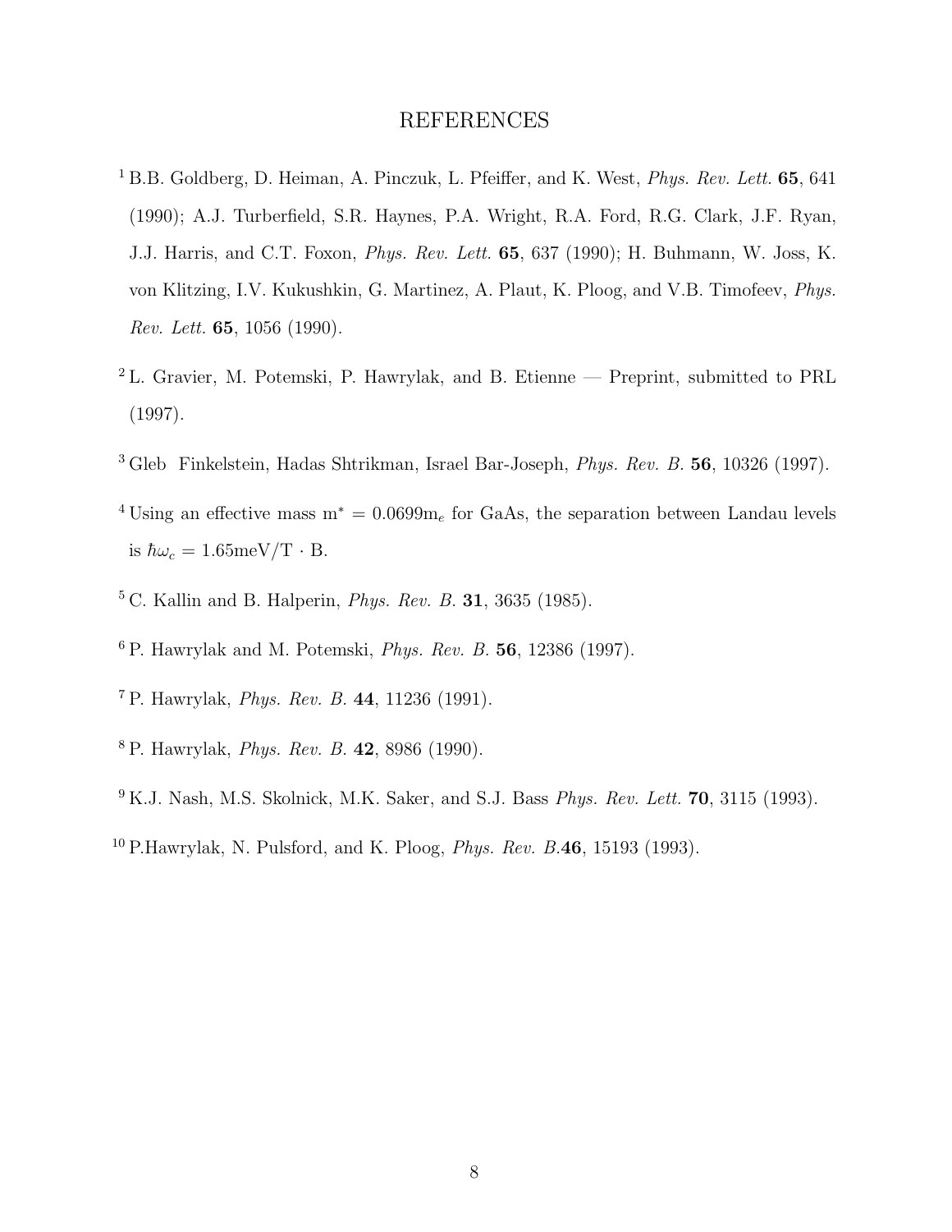# REFERENCES

[1] B.B. Goldberg, D. Heiman, A. Pinczuk, L. Pfeiffer, and K. West, *Phys. Rev. Lett.* **65**, 641 (1990); A.J. Turberfield, S.R. Haynes, P.A. Wright, R.A. Ford, R.G. Clark, J.F. Ryan, J.J. Harris, and C.T. Foxon, *Phys. Rev. Lett.* **65**, 637 (1990); H. Buhmann, W. Joss, K. von Klitzing, I.V. Kukushkin, G. Martinez, A. Plaut, K. Ploog, and V.B. Timofeev, *Phys. Rev. Lett.* **65**, 1056 (1990).

[2] L. Gravier, M. Potemski, P. Hawrylak, and B. Etienne — Preprint, submitted to PRL (1997).

[3] Gleb Finkelstein, Hadas Shtrikman, Israel Bar-Joseph, *Phys. Rev. B.* **56**, 10326 (1997).

[4] Using an effective mass $m^* = 0.0699 m_e$ for GaAs, the separation between Landau levels is $\hbar\omega_c = 1.65\text{meV/T} \cdot \text{B}$.

[5] C. Kallin and B. Halperin, *Phys. Rev. B.* **31**, 3635 (1985).

[6] P. Hawrylak and M. Potemski, *Phys. Rev. B.* **56**, 12386 (1997).

[7] P. Hawrylak, *Phys. Rev. B.* **44**, 11236 (1991).

[8] P. Hawrylak, *Phys. Rev. B.* **42**, 8986 (1990).

[9] K.J. Nash, M.S. Skolnick, M.K. Saker, and S.J. Bass *Phys. Rev. Lett.* **70**, 3115 (1993).

[10] P.Hawrylak, N. Pulsford, and K. Ploog, *Phys. Rev. B.***46**, 15193 (1993).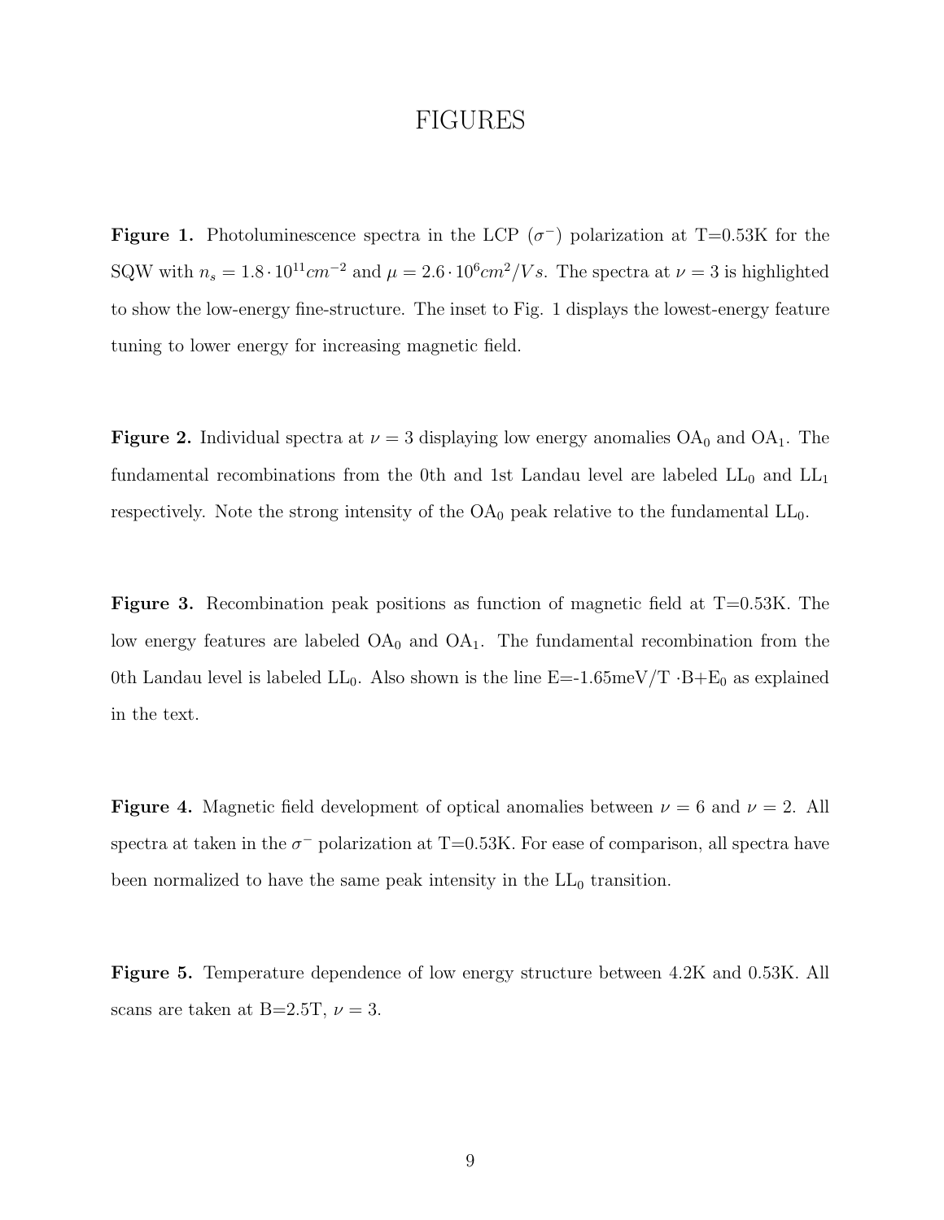# FIGURES

**Figure 1.** Photoluminescence spectra in the LCP ($\sigma^-$) polarization at T=0.53K for the SQW with $n_s = 1.8 \cdot 10^{11} cm^{-2}$ and $\mu = 2.6 \cdot 10^6 cm^2/Vs$. The spectra at $\nu = 3$ is highlighted to show the low-energy fine-structure. The inset to Fig. 1 displays the lowest-energy feature tuning to lower energy for increasing magnetic field.

**Figure 2.** Individual spectra at $\nu = 3$ displaying low energy anomalies $OA_0$ and $OA_1$. The fundamental recombinations from the 0th and 1st Landau level are labeled $LL_0$ and $LL_1$ respectively. Note the strong intensity of the $OA_0$ peak relative to the fundamental $LL_0$.

**Figure 3.** Recombination peak positions as function of magnetic field at T=0.53K. The low energy features are labeled $OA_0$ and $OA_1$. The fundamental recombination from the 0th Landau level is labeled $LL_0$. Also shown is the line $E=-1.65meV/T \cdot B+E_0$ as explained in the text.

**Figure 4.** Magnetic field development of optical anomalies between $\nu = 6$ and $\nu = 2$. All spectra at taken in the $\sigma^-$ polarization at T=0.53K. For ease of comparison, all spectra have been normalized to have the same peak intensity in the $LL_0$ transition.

**Figure 5.** Temperature dependence of low energy structure between 4.2K and 0.53K. All scans are taken at B=2.5T, $\nu = 3$.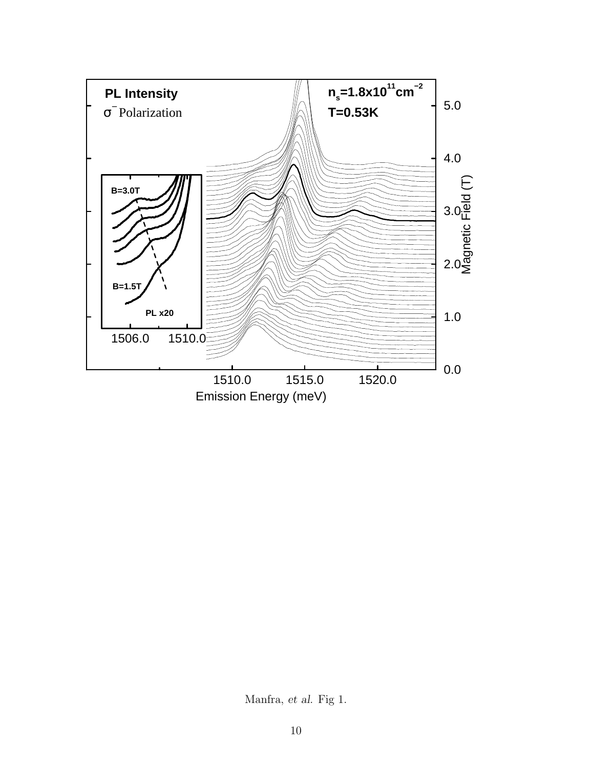Manfra, *et al.* Fig 1.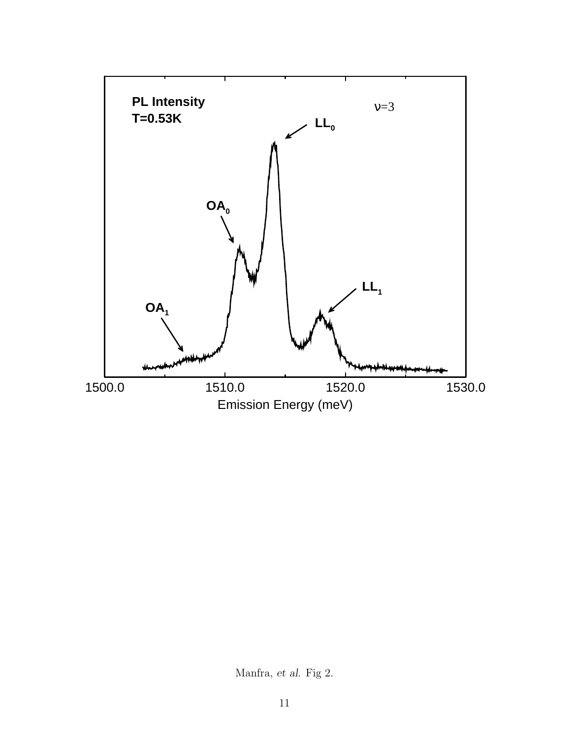Manfra, *et al.* Fig 2.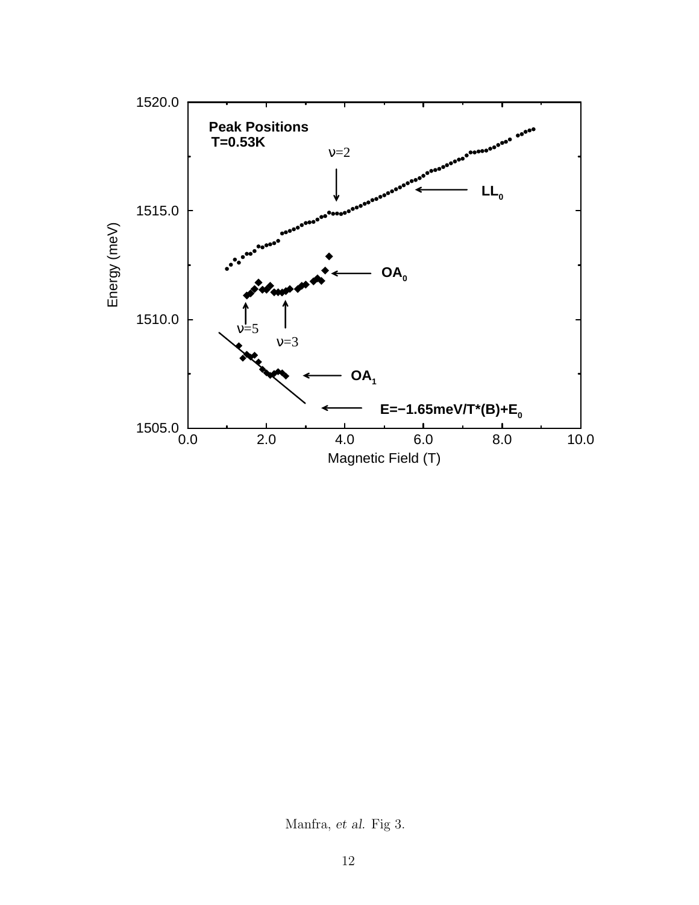Manfra, *et al.* Fig 3.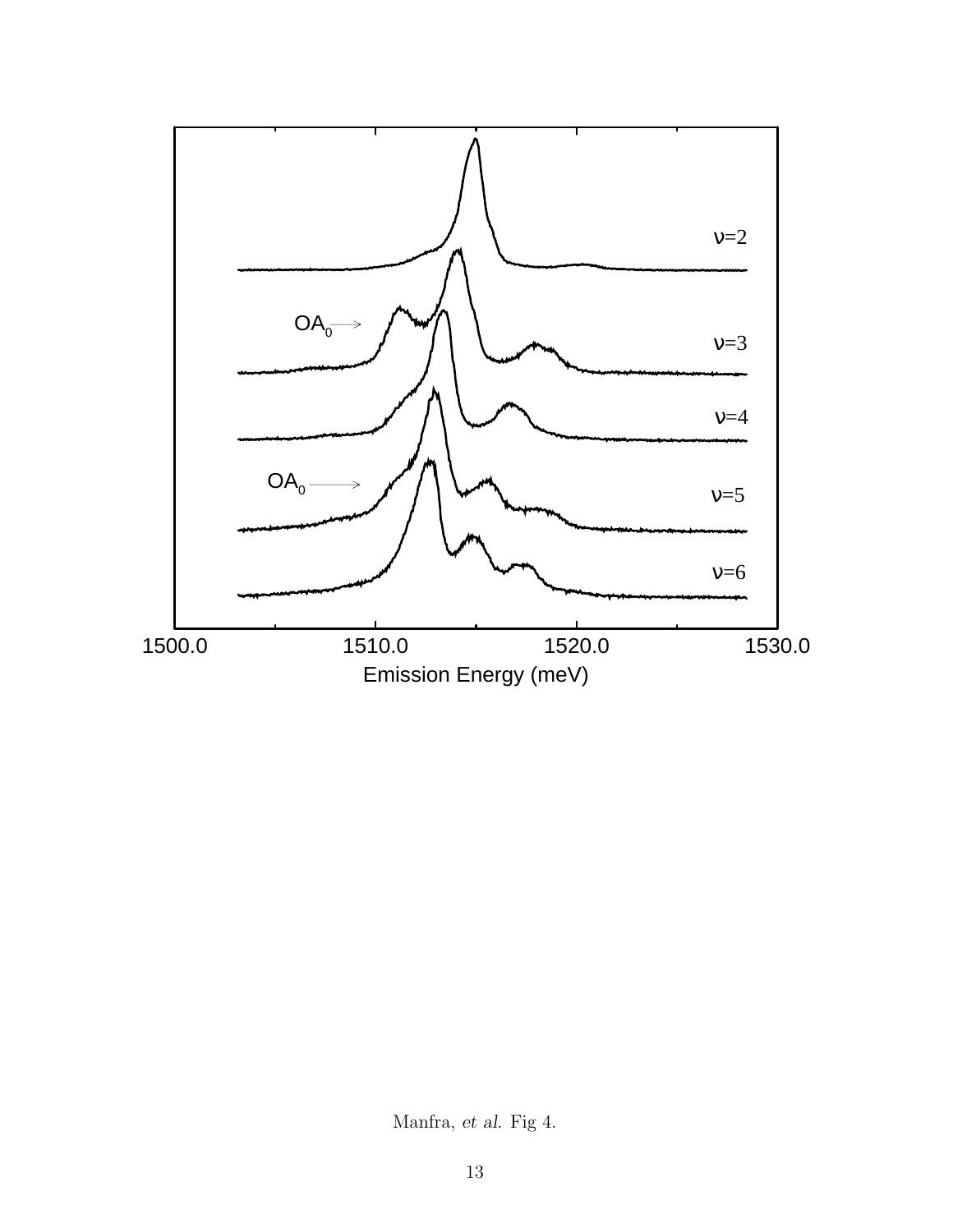Manfra, *et al.* Fig 4.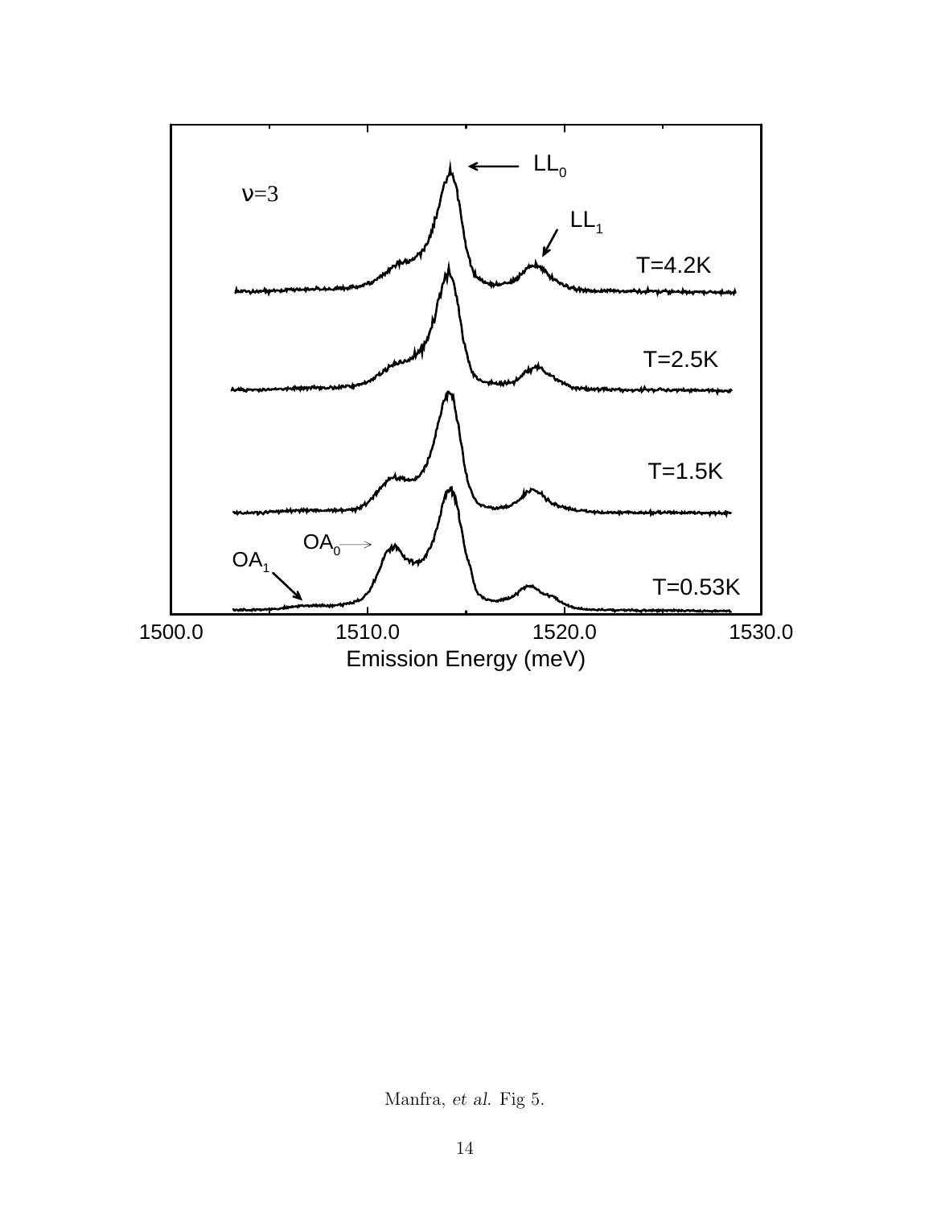ν=3

$LL_0$

$LL_1$

T=4.2K

T=2.5K

T=1.5K

$OA_0$

$OA_1$

T=0.53K

1500.0

1510.0

1520.0

1530.0

Emission Energy (meV)

Manfra, *et al.* Fig 5.